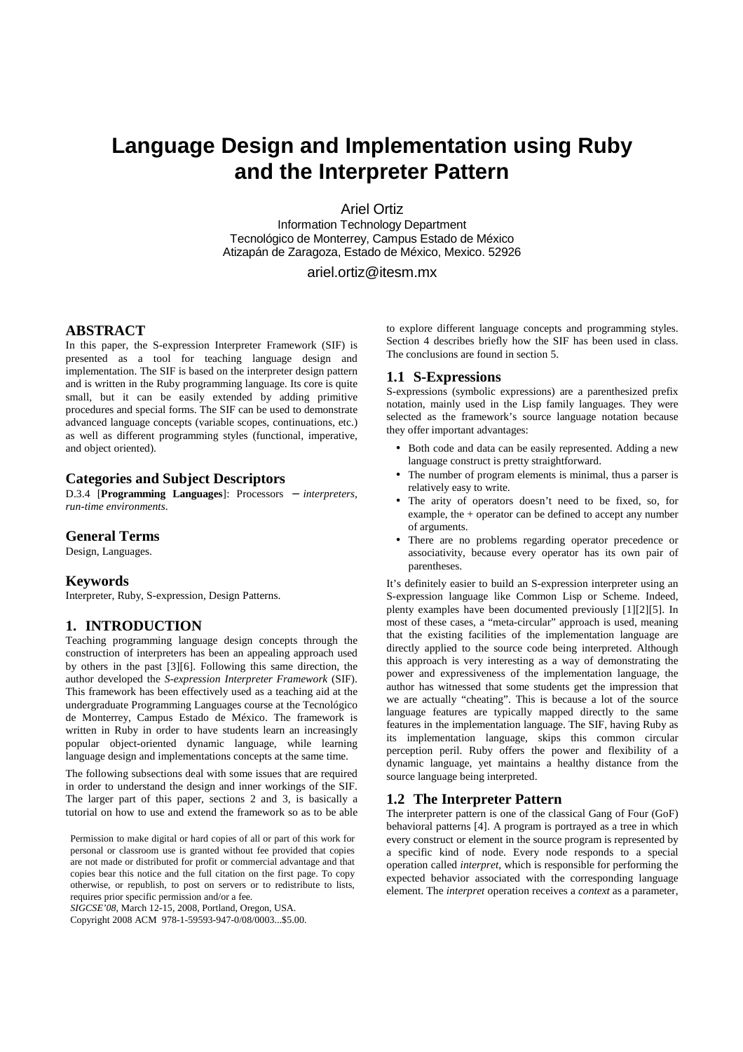# Language Design and Implementation using Ruby and the Interpreter Pattern

Ariel Ortiz
Information Technology Department
Tecnológico de Monterrey, Campus Estado de México
Atizapán de Zaragoza, Estado de México, Mexico. 52926

ariel.ortiz@itesm.mx

## ABSTRACT

In this paper, the S-expression Interpreter Framework (SIF) is presented as a tool for teaching language design and implementation. The SIF is based on the interpreter design pattern and is written in the Ruby programming language. Its core is quite small, but it can be easily extended by adding primitive procedures and special forms. The SIF can be used to demonstrate advanced language concepts (variable scopes, continuations, etc.) as well as different programming styles (functional, imperative, and object oriented).

## Categories and Subject Descriptors

D.3.4 [**Programming Languages**]: Processors – *interpreters, run-time environments.*

## General Terms

Design, Languages.

## Keywords

Interpreter, Ruby, S-expression, Design Patterns.

## 1. INTRODUCTION

Teaching programming language design concepts through the construction of interpreters has been an appealing approach used by others in the past [3][6]. Following this same direction, the author developed the *S-expression Interpreter Framework* (SIF). This framework has been effectively used as a teaching aid at the undergraduate Programming Languages course at the Tecnológico de Monterrey, Campus Estado de México. The framework is written in Ruby in order to have students learn an increasingly popular object-oriented dynamic language, while learning language design and implementations concepts at the same time.

The following subsections deal with some issues that are required in order to understand the design and inner workings of the SIF. The larger part of this paper, sections 2 and 3, is basically a tutorial on how to use and extend the framework so as to be able to explore different language concepts and programming styles. Section 4 describes briefly how the SIF has been used in class. The conclusions are found in section 5.

Permission to make digital or hard copies of all or part of this work for personal or classroom use is granted without fee provided that copies are not made or distributed for profit or commercial advantage and that copies bear this notice and the full citation on the first page. To copy otherwise, or republish, to post on servers or to redistribute to lists, requires prior specific permission and/or a fee.
*SIGCSE'08*, March 12-15, 2008, Portland, Oregon, USA.
Copyright 2008 ACM 978-1-59593-947-0/08/0003...$5.00.

### 1.1 S-Expressions

S-expressions (symbolic expressions) are a parenthesized prefix notation, mainly used in the Lisp family languages. They were selected as the framework's source language notation because they offer important advantages:

- Both code and data can be easily represented. Adding a new language construct is pretty straightforward.
- The number of program elements is minimal, thus a parser is relatively easy to write.
- The arity of operators doesn't need to be fixed, so, for example, the + operator can be defined to accept any number of arguments.
- There are no problems regarding operator precedence or associativity, because every operator has its own pair of parentheses.

It's definitely easier to build an S-expression interpreter using an S-expression language like Common Lisp or Scheme. Indeed, plenty examples have been documented previously [1][2][5]. In most of these cases, a "meta-circular" approach is used, meaning that the existing facilities of the implementation language are directly applied to the source code being interpreted. Although this approach is very interesting as a way of demonstrating the power and expressiveness of the implementation language, the author has witnessed that some students get the impression that we are actually "cheating". This is because a lot of the source language features are typically mapped directly to the same features in the implementation language. The SIF, having Ruby as its implementation language, skips this common circular perception peril. Ruby offers the power and flexibility of a dynamic language, yet maintains a healthy distance from the source language being interpreted.

### 1.2 The Interpreter Pattern

The interpreter pattern is one of the classical Gang of Four (GoF) behavioral patterns [4]. A program is portrayed as a tree in which every construct or element in the source program is represented by a specific kind of node. Every node responds to a special operation called *interpret*, which is responsible for performing the expected behavior associated with the corresponding language element. The *interpret* operation receives a *context* as a parameter,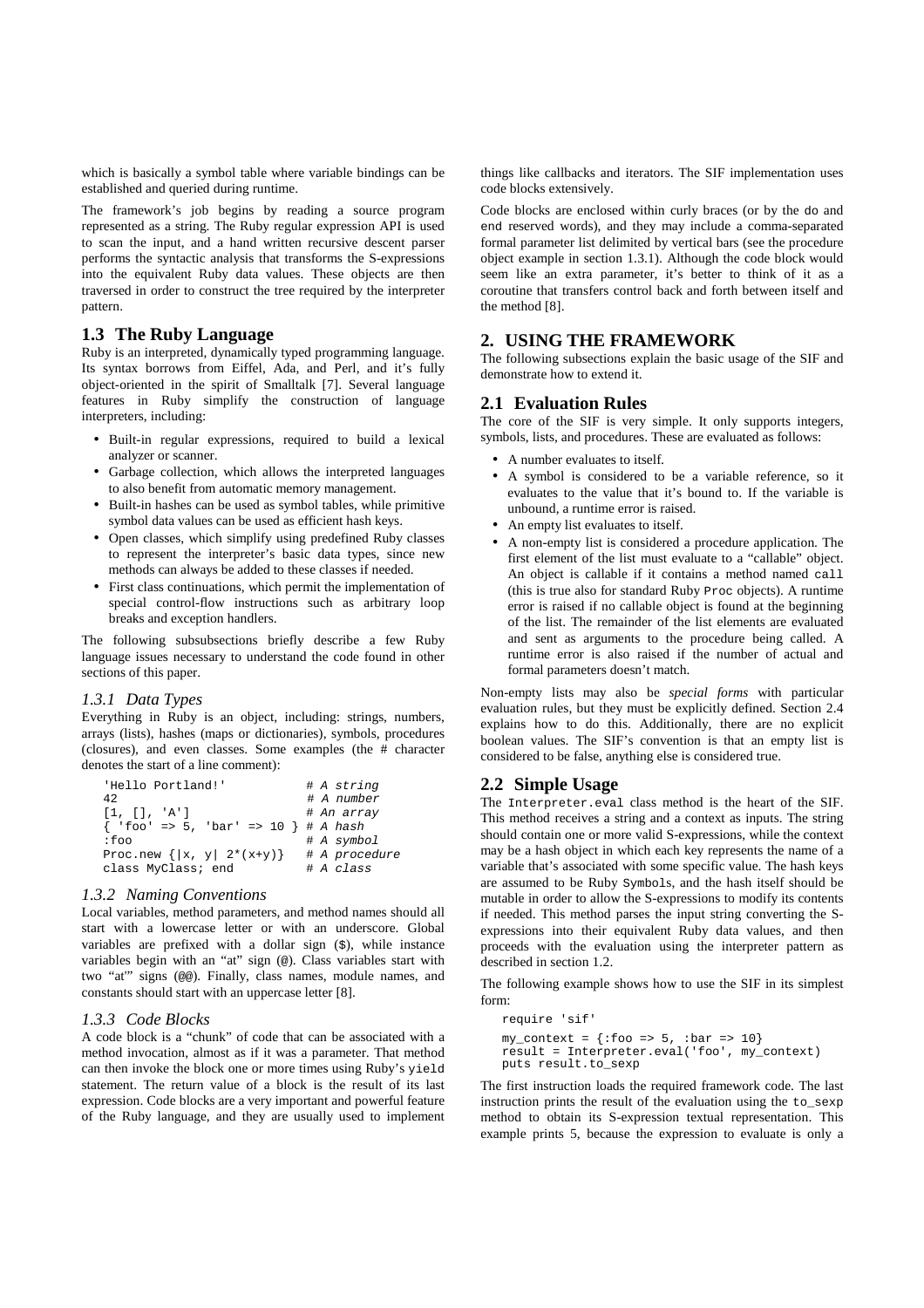which is basically a symbol table where variable bindings can be established and queried during runtime.

The framework's job begins by reading a source program represented as a string. The Ruby regular expression API is used to scan the input, and a hand written recursive descent parser performs the syntactic analysis that transforms the S-expressions into the equivalent Ruby data values. These objects are then traversed in order to construct the tree required by the interpreter pattern.

## 1.3 The Ruby Language

Ruby is an interpreted, dynamically typed programming language. Its syntax borrows from Eiffel, Ada, and Perl, and it's fully object-oriented in the spirit of Smalltalk [7]. Several language features in Ruby simplify the construction of language interpreters, including:

- Built-in regular expressions, required to build a lexical analyzer or scanner.
- Garbage collection, which allows the interpreted languages to also benefit from automatic memory management.
- Built-in hashes can be used as symbol tables, while primitive symbol data values can be used as efficient hash keys.
- Open classes, which simplify using predefined Ruby classes to represent the interpreter's basic data types, since new methods can always be added to these classes if needed.
- First class continuations, which permit the implementation of special control-flow instructions such as arbitrary loop breaks and exception handlers.

The following subsubsections briefly describe a few Ruby language issues necessary to understand the code found in other sections of this paper.

### *1.3.1 Data Types*

Everything in Ruby is an object, including: strings, numbers, arrays (lists), hashes (maps or dictionaries), symbols, procedures (closures), and even classes. Some examples (the # character denotes the start of a line comment):

```
'Hello Portland!'              # A string
42                             # A number
[1, [], 'A']                   # An array
{ 'foo' => 5, 'bar' => 10 } # A hash
:foo                           # A symbol
Proc.new {|x, y| 2*(x+y)}    # A procedure
class MyClass; end             # A class
```

### *1.3.2 Naming Conventions*

Local variables, method parameters, and method names should all start with a lowercase letter or with an underscore. Global variables are prefixed with a dollar sign ($), while instance variables begin with an "at" sign (@). Class variables start with two "at" signs (@@). Finally, class names, module names, and constants should start with an uppercase letter [8].

### *1.3.3 Code Blocks*

A code block is a "chunk" of code that can be associated with a method invocation, almost as if it was a parameter. That method can then invoke the block one or more times using Ruby's `yield` statement. The return value of a block is the result of its last expression. Code blocks are a very important and powerful feature of the Ruby language, and they are usually used to implement things like callbacks and iterators. The SIF implementation uses code blocks extensively.

Code blocks are enclosed within curly braces (or by the `do` and `end` reserved words), and they may include a comma-separated formal parameter list delimited by vertical bars (see the procedure object example in section 1.3.1). Although the code block would seem like an extra parameter, it's better to think of it as a coroutine that transfers control back and forth between itself and the method [8].

# 2. USING THE FRAMEWORK

The following subsections explain the basic usage of the SIF and demonstrate how to extend it.

## 2.1 Evaluation Rules

The core of the SIF is very simple. It only supports integers, symbols, lists, and procedures. These are evaluated as follows:

- A number evaluates to itself.
- A symbol is considered to be a variable reference, so it evaluates to the value that it's bound to. If the variable is unbound, a runtime error is raised.
- An empty list evaluates to itself.
- A non-empty list is considered a procedure application. The first element of the list must evaluate to a "callable" object. An object is callable if it contains a method named `call` (this is true also for standard Ruby `Proc` objects). A runtime error is raised if no callable object is found at the beginning of the list. The remainder of the list elements are evaluated and sent as arguments to the procedure being called. A runtime error is also raised if the number of actual and formal parameters doesn't match.

Non-empty lists may also be *special forms* with particular evaluation rules, but they must be explicitly defined. Section 2.4 explains how to do this. Additionally, there are no explicit boolean values. The SIF's convention is that an empty list is considered to be false, anything else is considered true.

## 2.2 Simple Usage

The `Interpreter.eval` class method is the heart of the SIF. This method receives a string and a context as inputs. The string should contain one or more valid S-expressions, while the context may be a hash object in which each key represents the name of a variable that's associated with some specific value. The hash keys are assumed to be Ruby `Symbol`s, and the hash itself should be mutable in order to allow the S-expressions to modify its contents if needed. This method parses the input string converting the S-expressions into their equivalent Ruby data values, and then proceeds with the evaluation using the interpreter pattern as described in section 1.2.

The following example shows how to use the SIF in its simplest form:

```
require 'sif'

my_context = {:foo => 5, :bar => 10}
result = Interpreter.eval('foo', my_context)
puts result.to_sexp
```

The first instruction loads the required framework code. The last instruction prints the result of the evaluation using the `to_sexp` method to obtain its S-expression textual representation. This example prints 5, because the expression to evaluate is only a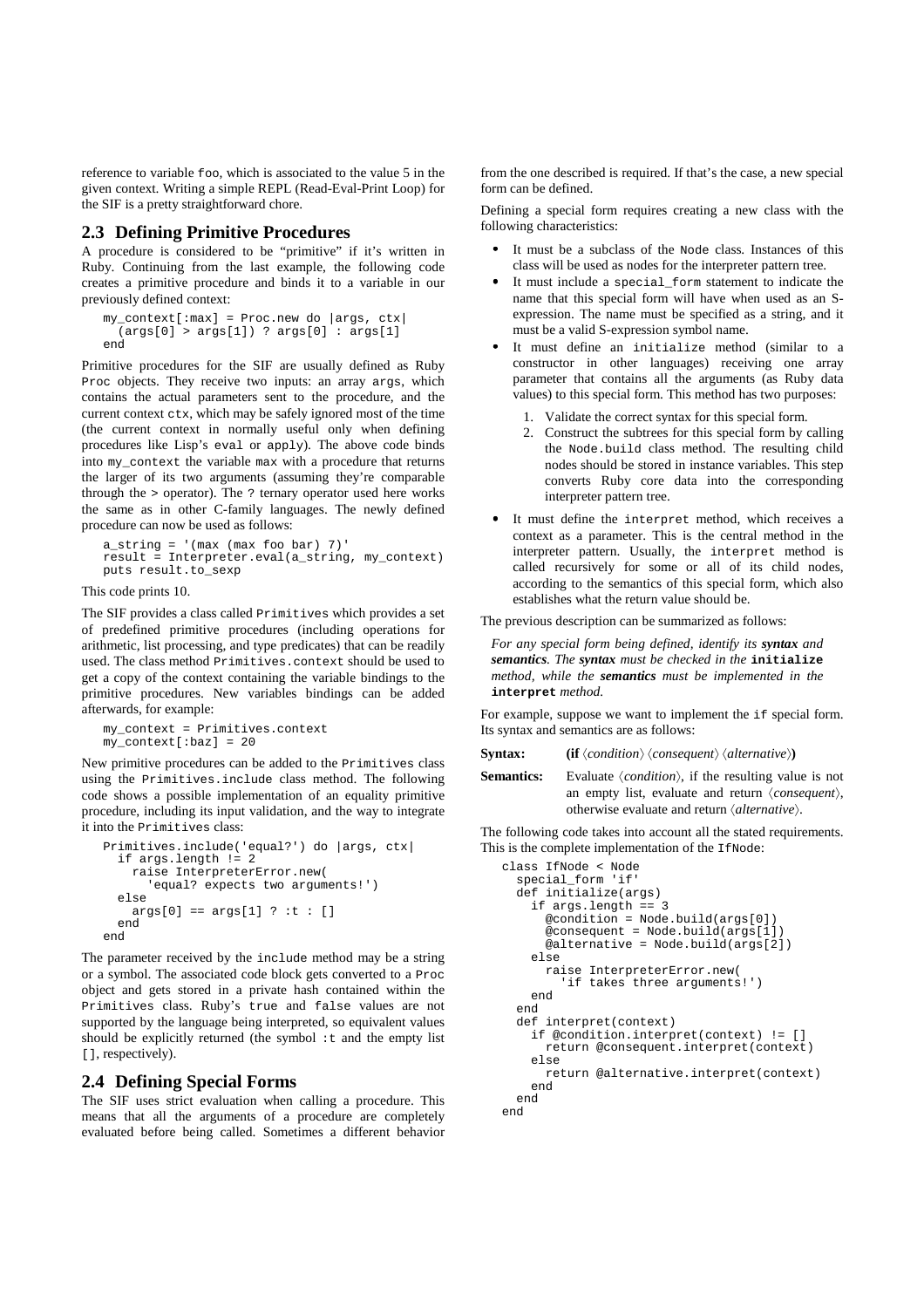reference to variable `foo`, which is associated to the value 5 in the given context. Writing a simple REPL (Read-Eval-Print Loop) for the SIF is a pretty straightforward chore.

## 2.3 Defining Primitive Procedures

A procedure is considered to be "primitive" if it's written in Ruby. Continuing from the last example, the following code creates a primitive procedure and binds it to a variable in our previously defined context:

```
my_context[:max] = Proc.new do |args, ctx|
  (args[0] > args[1]) ? args[0] : args[1]
end
```

Primitive procedures for the SIF are usually defined as Ruby `Proc` objects. They receive two inputs: an array `args`, which contains the actual parameters sent to the procedure, and the current context `ctx`, which may be safely ignored most of the time (the current context in normally useful only when defining procedures like Lisp's `eval` or `apply`). The above code binds into `my_context` the variable `max` with a procedure that returns the larger of its two arguments (assuming they're comparable through the `>` operator). The `?` ternary operator used here works the same as in other C-family languages. The newly defined procedure can now be used as follows:

```
a_string = '(max (max foo bar) 7)'
result = Interpreter.eval(a_string, my_context)
puts result.to_sexp
```

This code prints 10.

The SIF provides a class called `Primitives` which provides a set of predefined primitive procedures (including operations for arithmetic, list processing, and type predicates) that can be readily used. The class method `Primitives.context` should be used to get a copy of the context containing the variable bindings to the primitive procedures. New variables bindings can be added afterwards, for example:

```
my_context = Primitives.context
my_context[:baz] = 20
```

New primitive procedures can be added to the `Primitives` class using the `Primitives.include` class method. The following code shows a possible implementation of an equality primitive procedure, including its input validation, and the way to integrate it into the `Primitives` class:

```
Primitives.include('equal?') do |args, ctx|
  if args.length != 2
    raise InterpreterError.new(
      'equal? expects two arguments!')
  else
    args[0] == args[1] ? :t : []
  end
end
```

The parameter received by the `include` method may be a string or a symbol. The associated code block gets converted to a `Proc` object and gets stored in a private hash contained within the `Primitives` class. Ruby's `true` and `false` values are not supported by the language being interpreted, so equivalent values should be explicitly returned (the symbol `:t` and the empty list `[]`, respectively).

## 2.4 Defining Special Forms

The SIF uses strict evaluation when calling a procedure. This means that all the arguments of a procedure are completely evaluated before being called. Sometimes a different behavior from the one described is required. If that's the case, a new special form can be defined.

Defining a special form requires creating a new class with the following characteristics:

- It must be a subclass of the `Node` class. Instances of this class will be used as nodes for the interpreter pattern tree.
- It must include a `special_form` statement to indicate the name that this special form will have when used as an S-expression. The name must be specified as a string, and it must be a valid S-expression symbol name.
- It must define an `initialize` method (similar to a constructor in other languages) receiving one array parameter that contains all the arguments (as Ruby data values) to this special form. This method has two purposes:
  1. Validate the correct syntax for this special form.
  2. Construct the subtrees for this special form by calling the `Node.build` class method. The resulting child nodes should be stored in instance variables. This step converts Ruby core data into the corresponding interpreter pattern tree.
- It must define the `interpret` method, which receives a context as a parameter. This is the central method in the interpreter pattern. Usually, the `interpret` method is called recursively for some or all of its child nodes, according to the semantics of this special form, which also establishes what the return value should be.

The previous description can be summarized as follows:

*For any special form being defined, identify its* ***syntax*** *and* ***semantics****. The* ***syntax*** *must be checked in the* **`initialize`** *method, while the* ***semantics*** *must be implemented in the* **`interpret`** *method.*

For example, suppose we want to implement the `if` special form. Its syntax and semantics are as follows:

**Syntax:** **(if** ⟨*condition*⟩ ⟨*consequent*⟩ ⟨*alternative*⟩**)**

**Semantics:** Evaluate ⟨*condition*⟩, if the resulting value is not an empty list, evaluate and return ⟨*consequent*⟩, otherwise evaluate and return ⟨*alternative*⟩.

The following code takes into account all the stated requirements. This is the complete implementation of the `IfNode`:

```
class IfNode < Node
  special_form 'if'
  def initialize(args)
    if args.length == 3
      @condition = Node.build(args[0])
      @consequent = Node.build(args[1])
      @alternative = Node.build(args[2])
    else
      raise InterpreterError.new(
        'if takes three arguments!')
    end
  end
  def interpret(context)
    if @condition.interpret(context) != []
      return @consequent.interpret(context)
    else
      return @alternative.interpret(context)
    end
  end
end
```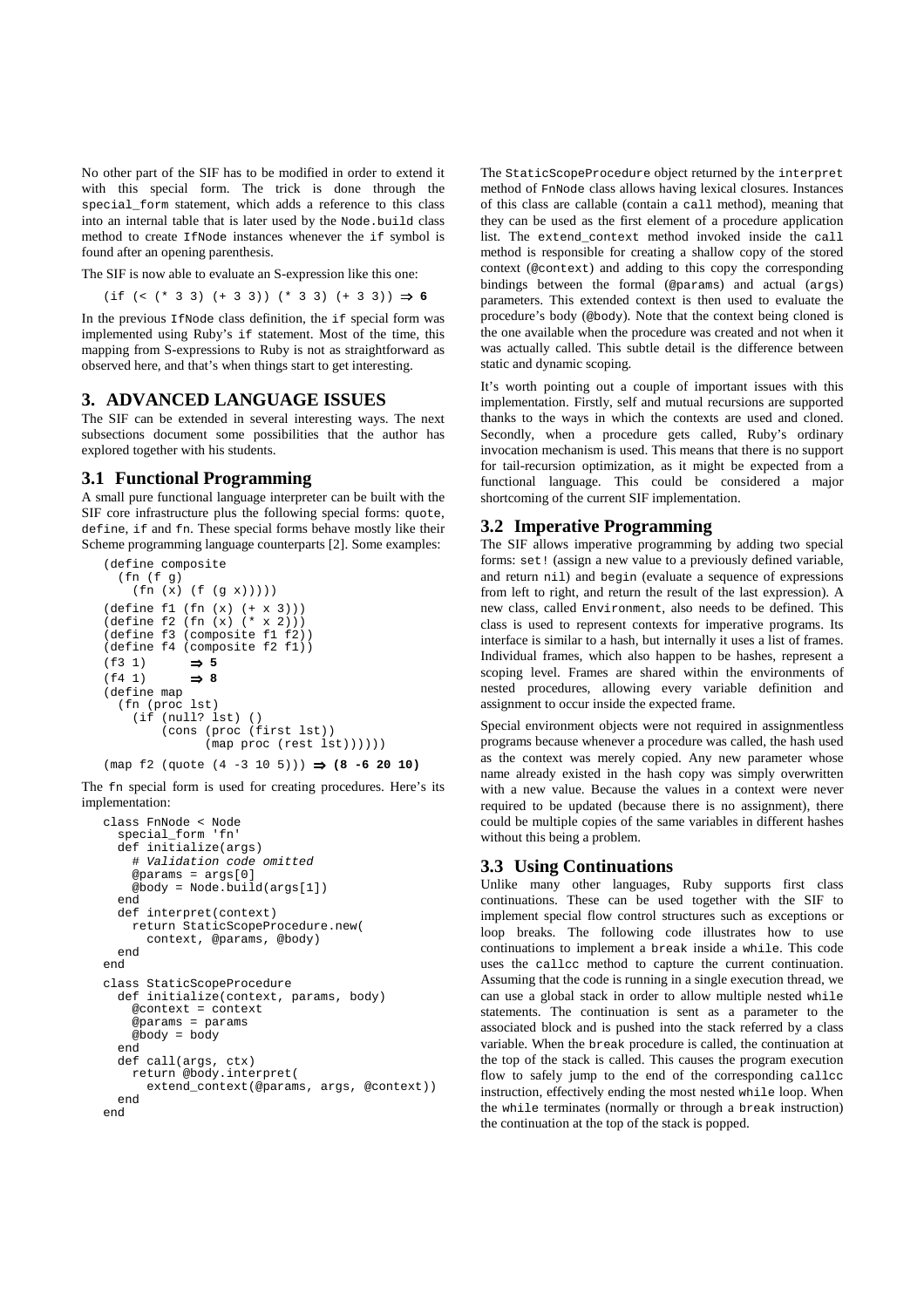No other part of the SIF has to be modified in order to extend it with this special form. The trick is done through the `special_form` statement, which adds a reference to this class into an internal table that is later used by the `Node.build` class method to create `IfNode` instances whenever the `if` symbol is found after an opening parenthesis.

The SIF is now able to evaluate an S-expression like this one:

```
(if (< (* 3 3) (+ 3 3)) (* 3 3) (+ 3 3)) ⇒ 6
```

In the previous `IfNode` class definition, the `if` special form was implemented using Ruby's `if` statement. Most of the time, this mapping from S-expressions to Ruby is not as straightforward as observed here, and that's when things start to get interesting.

## 3. ADVANCED LANGUAGE ISSUES

The SIF can be extended in several interesting ways. The next subsections document some possibilities that the author has explored together with his students.

### 3.1 Functional Programming

A small pure functional language interpreter can be built with the SIF core infrastructure plus the following special forms: `quote`, `define`, `if` and `fn`. These special forms behave mostly like their Scheme programming language counterparts [2]. Some examples:

```
(define composite
  (fn (f g)
    (fn (x) (f (g x)))))
(define f1 (fn (x) (+ x 3)))
(define f2 (fn (x) (* x 2)))
(define f3 (composite f1 f2))
(define f4 (composite f2 f1))
(f3 1)      ⇒ 5
(f4 1)      ⇒ 8
(define map
  (fn (proc lst)
    (if (null? lst) ()
        (cons (proc (first lst))
              (map proc (rest lst))))))
(map f2 (quote (4 -3 10 5))) ⇒ (8 -6 20 10)
```

The `fn` special form is used for creating procedures. Here's its implementation:

```
class FnNode < Node
  special_form 'fn'
  def initialize(args)
    # Validation code omitted
    @params = args[0]
    @body = Node.build(args[1])
  end
  def interpret(context)
    return StaticScopeProcedure.new(
      context, @params, @body)
  end
end

class StaticScopeProcedure
  def initialize(context, params, body)
    @context = context
    @params = params
    @body = body
  end
  def call(args, ctx)
    return @body.interpret(
      extend_context(@params, args, @context))
  end
end
```

The `StaticScopeProcedure` object returned by the `interpret` method of `FnNode` class allows having lexical closures. Instances of this class are callable (contain a `call` method), meaning that they can be used as the first element of a procedure application list. The `extend_context` method invoked inside the `call` method is responsible for creating a shallow copy of the stored context (`@context`) and adding to this copy the corresponding bindings between the formal (`@params`) and actual (`args`) parameters. This extended context is then used to evaluate the procedure's body (`@body`). Note that the context being cloned is the one available when the procedure was created and not when it was actually called. This subtle detail is the difference between static and dynamic scoping.

It's worth pointing out a couple of important issues with this implementation. Firstly, self and mutual recursions are supported thanks to the ways in which the contexts are used and cloned. Secondly, when a procedure gets called, Ruby's ordinary invocation mechanism is used. This means that there is no support for tail-recursion optimization, as it might be expected from a functional language. This could be considered a major shortcoming of the current SIF implementation.

### 3.2 Imperative Programming

The SIF allows imperative programming by adding two special forms: `set!` (assign a new value to a previously defined variable, and return `nil`) and `begin` (evaluate a sequence of expressions from left to right, and return the result of the last expression). A new class, called `Environment`, also needs to be defined. This class is used to represent contexts for imperative programs. Its interface is similar to a hash, but internally it uses a list of frames. Individual frames, which also happen to be hashes, represent a scoping level. Frames are shared within the environments of nested procedures, allowing every variable definition and assignment to occur inside the expected frame.

Special environment objects were not required in assignmentless programs because whenever a procedure was called, the hash used as the context was merely copied. Any new parameter whose name already existed in the hash copy was simply overwritten with a new value. Because the values in a context were never required to be updated (because there is no assignment), there could be multiple copies of the same variables in different hashes without this being a problem.

### 3.3 Using Continuations

Unlike many other languages, Ruby supports first class continuations. These can be used together with the SIF to implement special flow control structures such as exceptions or loop breaks. The following code illustrates how to use continuations to implement a `break` inside a `while`. This code uses the `callcc` method to capture the current continuation. Assuming that the code is running in a single execution thread, we can use a global stack in order to allow multiple nested `while` statements. The continuation is sent as a parameter to the associated block and is pushed into the stack referred by a class variable. When the `break` procedure is called, the continuation at the top of the stack is called. This causes the program execution flow to safely jump to the end of the corresponding `callcc` instruction, effectively ending the most nested `while` loop. When the `while` terminates (normally or through a `break` instruction) the continuation at the top of the stack is popped.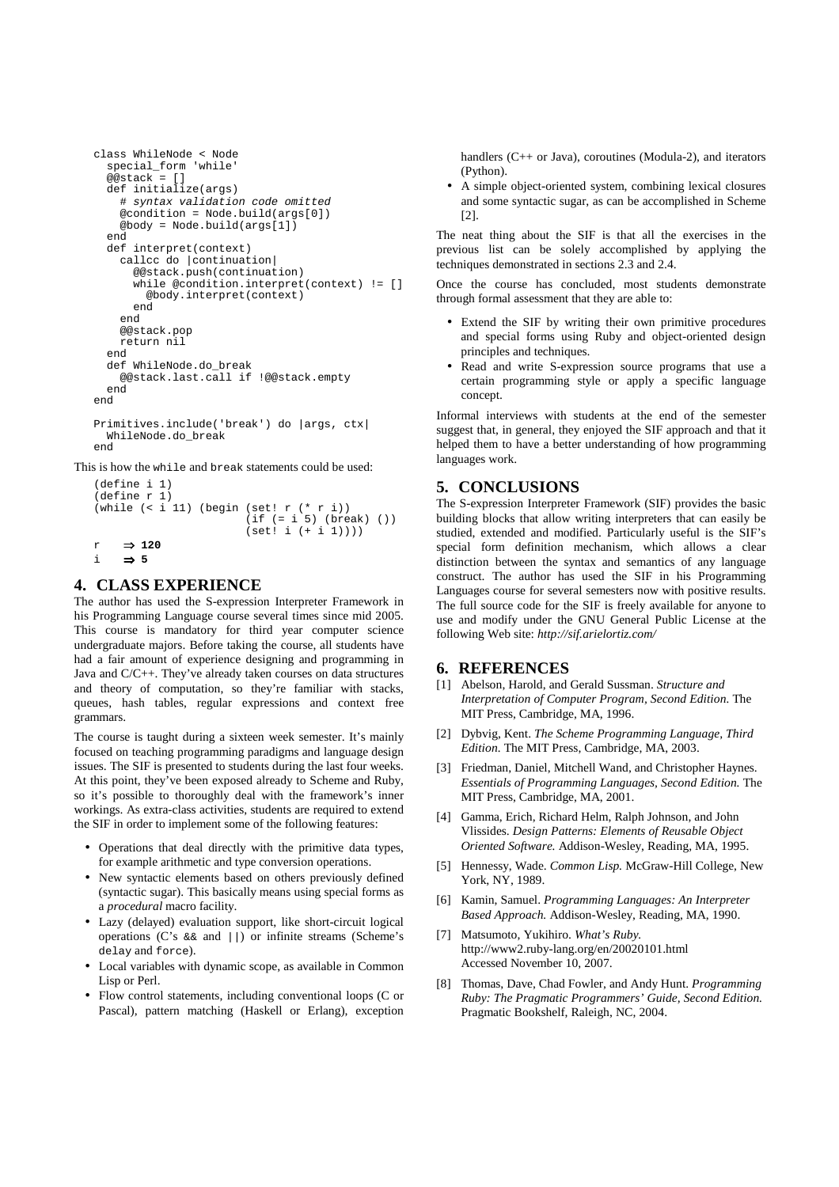```
class WhileNode < Node
  special_form 'while'
  @@stack = []
  def initialize(args)
    # syntax validation code omitted
    @condition = Node.build(args[0])
    @body = Node.build(args[1])
  end
  def interpret(context)
    callcc do |continuation|
      @@stack.push(continuation)
      while @condition.interpret(context) != []
        @body.interpret(context)
      end
    end
    @@stack.pop
    return nil
  end
  def WhileNode.do_break
    @@stack.last.call if !@@stack.empty
  end
end

Primitives.include('break') do |args, ctx|
  WhileNode.do_break
end
```

This is how the `while` and `break` statements could be used:

```
(define i 1)
(define r 1)
(while (< i 11) (begin (set! r (* r i))
                       (if (= i 5) (break) ())
                       (set! i (+ i 1))))
r   ⇒ 120
i   ⇒ 5
```

## 4. CLASS EXPERIENCE

The author has used the S-expression Interpreter Framework in his Programming Language course several times since mid 2005. This course is mandatory for third year computer science undergraduate majors. Before taking the course, all students have had a fair amount of experience designing and programming in Java and C/C++. They've already taken courses on data structures and theory of computation, so they're familiar with stacks, queues, hash tables, regular expressions and context free grammars.

The course is taught during a sixteen week semester. It's mainly focused on teaching programming paradigms and language design issues. The SIF is presented to students during the last four weeks. At this point, they've been exposed already to Scheme and Ruby, so it's possible to thoroughly deal with the framework's inner workings. As extra-class activities, students are required to extend the SIF in order to implement some of the following features:

- Operations that deal directly with the primitive data types, for example arithmetic and type conversion operations.
- New syntactic elements based on others previously defined (syntactic sugar). This basically means using special forms as a *procedural* macro facility.
- Lazy (delayed) evaluation support, like short-circuit logical operations (C's `&&` and `||`) or infinite streams (Scheme's `delay` and `force`).
- Local variables with dynamic scope, as available in Common Lisp or Perl.
- Flow control statements, including conventional loops (C or Pascal), pattern matching (Haskell or Erlang), exception handlers (C++ or Java), coroutines (Modula-2), and iterators (Python).
- A simple object-oriented system, combining lexical closures and some syntactic sugar, as can be accomplished in Scheme [2].

The neat thing about the SIF is that all the exercises in the previous list can be solely accomplished by applying the techniques demonstrated in sections 2.3 and 2.4.

Once the course has concluded, most students demonstrate through formal assessment that they are able to:

- Extend the SIF by writing their own primitive procedures and special forms using Ruby and object-oriented design principles and techniques.
- Read and write S-expression source programs that use a certain programming style or apply a specific language concept.

Informal interviews with students at the end of the semester suggest that, in general, they enjoyed the SIF approach and that it helped them to have a better understanding of how programming languages work.

## 5. CONCLUSIONS

The S-expression Interpreter Framework (SIF) provides the basic building blocks that allow writing interpreters that can easily be studied, extended and modified. Particularly useful is the SIF's special form definition mechanism, which allows a clear distinction between the syntax and semantics of any language construct. The author has used the SIF in his Programming Languages course for several semesters now with positive results. The full source code for the SIF is freely available for anyone to use and modify under the GNU General Public License at the following Web site: *http://sif.arielortiz.com/*

## 6. REFERENCES

[1] Abelson, Harold, and Gerald Sussman. *Structure and Interpretation of Computer Program, Second Edition.* The MIT Press, Cambridge, MA, 1996.

[2] Dybvig, Kent. *The Scheme Programming Language, Third Edition.* The MIT Press, Cambridge, MA, 2003.

[3] Friedman, Daniel, Mitchell Wand, and Christopher Haynes. *Essentials of Programming Languages, Second Edition.* The MIT Press, Cambridge, MA, 2001.

[4] Gamma, Erich, Richard Helm, Ralph Johnson, and John Vlissides. *Design Patterns: Elements of Reusable Object Oriented Software.* Addison-Wesley, Reading, MA, 1995.

[5] Hennessy, Wade. *Common Lisp.* McGraw-Hill College, New York, NY, 1989.

[6] Kamin, Samuel. *Programming Languages: An Interpreter Based Approach.* Addison-Wesley, Reading, MA, 1990.

[7] Matsumoto, Yukihiro. *What's Ruby.* http://www2.ruby-lang.org/en/20020101.html Accessed November 10, 2007.

[8] Thomas, Dave, Chad Fowler, and Andy Hunt. *Programming Ruby: The Pragmatic Programmers' Guide, Second Edition.* Pragmatic Bookshelf, Raleigh, NC, 2004.